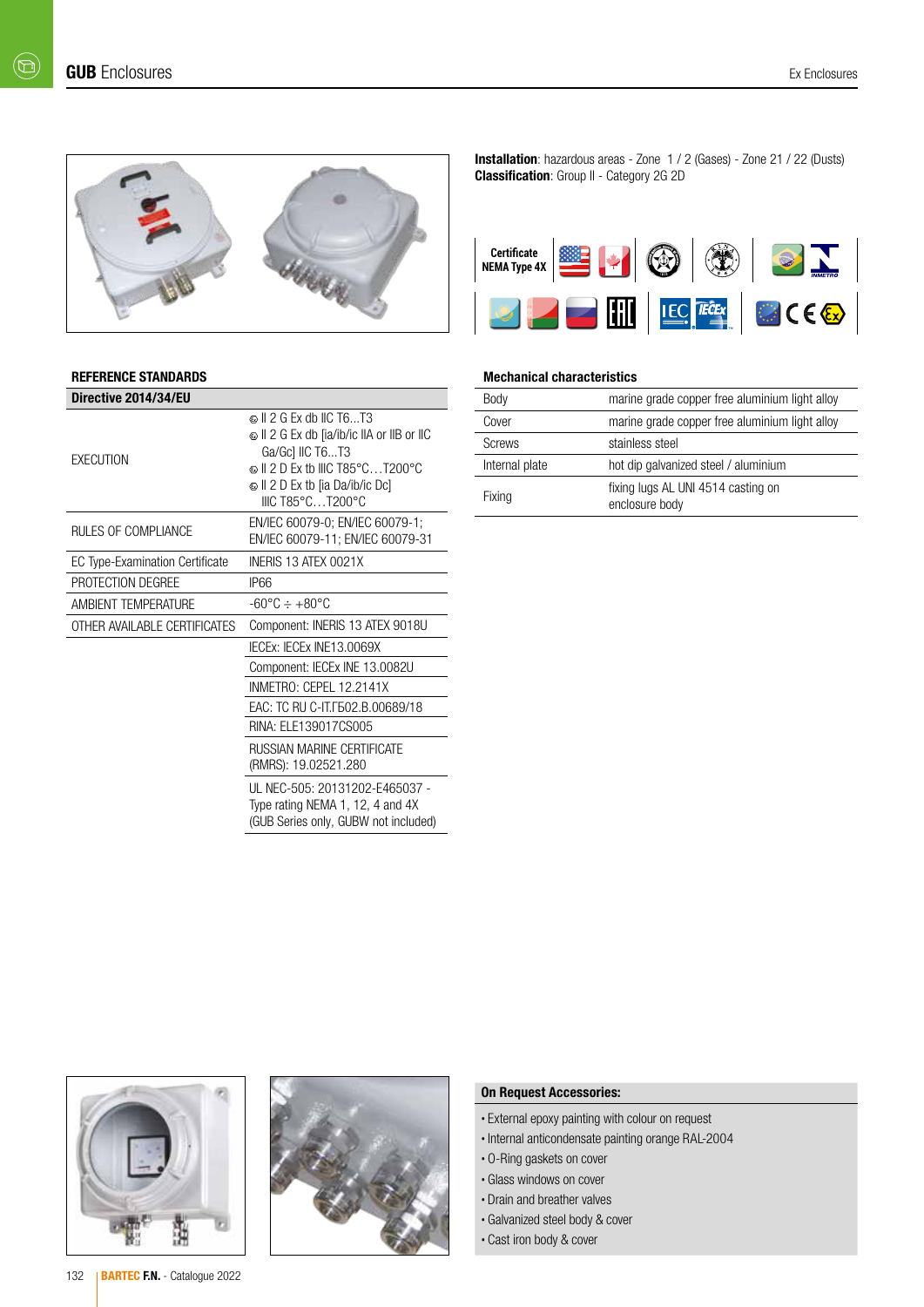# GUB Enclosures

**Installation**: hazardous areas - Zone 1 / 2 (Gases) - Zone 21 / 22 (Dusts)
**Classification**: Group II - Category 2G 2D

**Certificate NEMA Type 4X**

## REFERENCE STANDARDS

| **Directive 2014/34/EU** | |
|---|---|
| EXECUTION | Ⓔx II 2 G Ex db IIC T6...T3<br>Ⓔx II 2 G Ex db [ia/ib/ic IIA or IIB or IIC Ga/Gc] IIC T6...T3<br>Ⓔx II 2 D Ex tb IIIC T85°C…T200°C<br>Ⓔx II 2 D Ex tb [ia Da/ib/ic Dc] IIIC T85°C…T200°C |
| RULES OF COMPLIANCE | EN/IEC 60079-0; EN/IEC 60079-1; EN/IEC 60079-11; EN/IEC 60079-31 |
| EC Type-Examination Certificate | INERIS 13 ATEX 0021X |
| PROTECTION DEGREE | IP66 |
| AMBIENT TEMPERATURE | -60°C ÷ +80°C |
| OTHER AVAILABLE CERTIFICATES | Component: INERIS 13 ATEX 9018U |
| | IECEx: IECEx INE13.0069X |
| | Component: IECEx INE 13.0082U |
| | INMETRO: CEPEL 12.2141X |
| | EAC: TC RU C-IT.ГБ02.B.00689/18 |
| | RINA: ELE139017CS005 |
| | RUSSIAN MARINE CERTIFICATE (RMRS): 19.02521.280 |
| | UL NEC-505: 20131202-E465037 - Type rating NEMA 1, 12, 4 and 4X (GUB Series only, GUBW not included) |

## Mechanical characteristics

| | |
|---|---|
| Body | marine grade copper free aluminium light alloy |
| Cover | marine grade copper free aluminium light alloy |
| Screws | stainless steel |
| Internal plate | hot dip galvanized steel / aluminium |
| Fixing | fixing lugs AL UNI 4514 casting on enclosure body |

## On Request Accessories:

- External epoxy painting with colour on request
- Internal anticondensate painting orange RAL-2004
- O-Ring gaskets on cover
- Glass windows on cover
- Drain and breather valves
- Galvanized steel body & cover
- Cast iron body & cover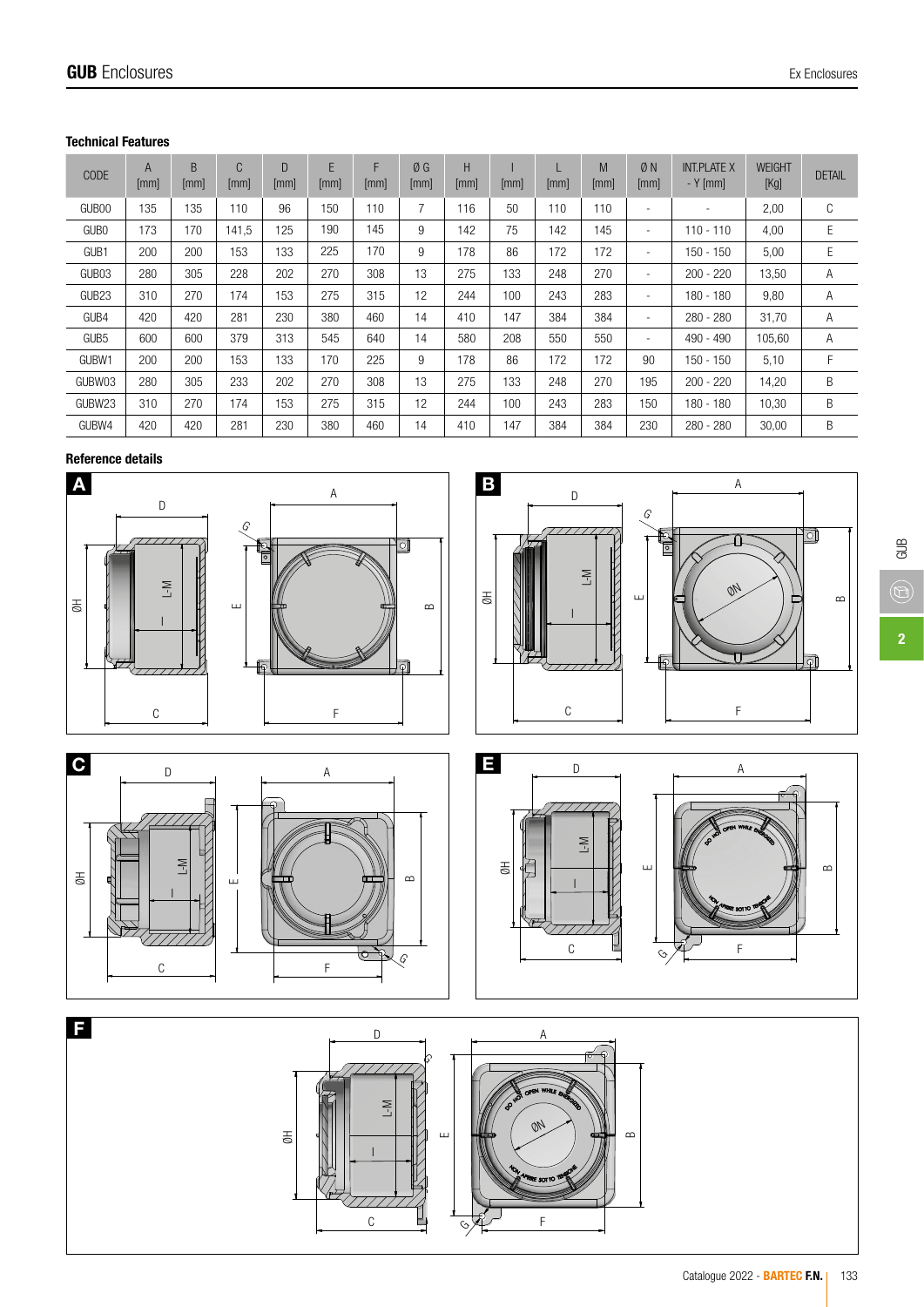## Technical Features

| CODE | A [mm] | B [mm] | C [mm] | D [mm] | E [mm] | F [mm] | Ø G [mm] | H [mm] | I [mm] | L [mm] | M [mm] | Ø N [mm] | INT.PLATE X - Y [mm] | WEIGHT [Kg] | DETAIL |
|---|---|---|---|---|---|---|---|---|---|---|---|---|---|---|---|
| GUB00 | 135 | 135 | 110 | 96 | 150 | 110 | 7 | 116 | 50 | 110 | 110 | - | - | 2,00 | C |
| GUB0 | 173 | 170 | 141,5 | 125 | 190 | 145 | 9 | 142 | 75 | 142 | 145 | - | 110 - 110 | 4,00 | E |
| GUB1 | 200 | 200 | 153 | 133 | 225 | 170 | 9 | 178 | 86 | 172 | 172 | - | 150 - 150 | 5,00 | E |
| GUB03 | 280 | 305 | 228 | 202 | 270 | 308 | 13 | 275 | 133 | 248 | 270 | - | 200 - 220 | 13,50 | A |
| GUB23 | 310 | 270 | 174 | 153 | 275 | 315 | 12 | 244 | 100 | 243 | 283 | - | 180 - 180 | 9,80 | A |
| GUB4 | 420 | 420 | 281 | 230 | 380 | 460 | 14 | 410 | 147 | 384 | 384 | - | 280 - 280 | 31,70 | A |
| GUB5 | 600 | 600 | 379 | 313 | 545 | 640 | 14 | 580 | 208 | 550 | 550 | - | 490 - 490 | 105,60 | A |
| GUBW1 | 200 | 200 | 153 | 133 | 170 | 225 | 9 | 178 | 86 | 172 | 172 | 90 | 150 - 150 | 5,10 | F |
| GUBW03 | 280 | 305 | 233 | 202 | 270 | 308 | 13 | 275 | 133 | 248 | 270 | 195 | 200 - 220 | 14,20 | B |
| GUBW23 | 310 | 270 | 174 | 153 | 275 | 315 | 12 | 244 | 100 | 243 | 283 | 150 | 180 - 180 | 10,30 | B |
| GUBW4 | 420 | 420 | 281 | 230 | 380 | 460 | 14 | 410 | 147 | 384 | 384 | 230 | 280 - 280 | 30,00 | B |

## Reference details

**A**

**B**

**C**

**E**

**F**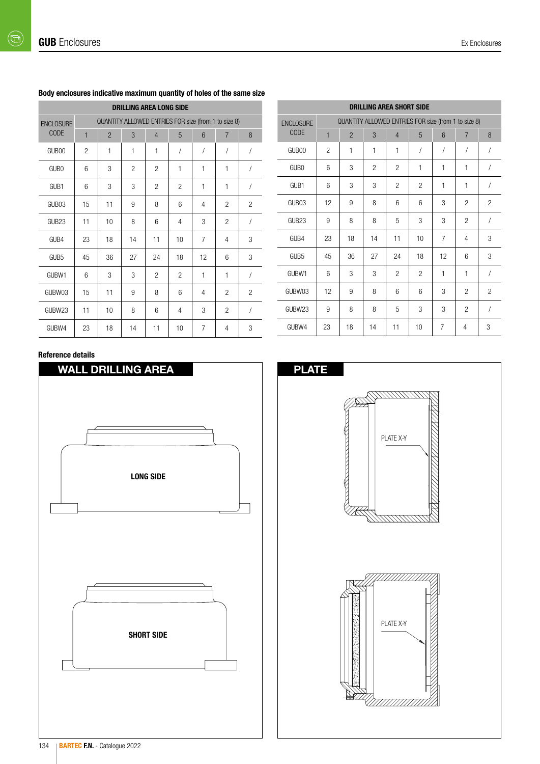### Body enclosures indicative maximum quantity of holes of the same size

| DRILLING AREA LONG SIDE | | | | | | | | |
|---|---|---|---|---|---|---|---|---|
| ENCLOSURE CODE | QUANTITY ALLOWED ENTRIES FOR size (from 1 to size 8) | | | | | | | |
| | 1 | 2 | 3 | 4 | 5 | 6 | 7 | 8 |
| GUB00 | 2 | 1 | 1 | 1 | / | / | / | / |
| GUB0 | 6 | 3 | 2 | 2 | 1 | 1 | 1 | / |
| GUB1 | 6 | 3 | 3 | 2 | 2 | 1 | 1 | / |
| GUB03 | 15 | 11 | 9 | 8 | 6 | 4 | 2 | 2 |
| GUB23 | 11 | 10 | 8 | 6 | 4 | 3 | 2 | / |
| GUB4 | 23 | 18 | 14 | 11 | 10 | 7 | 4 | 3 |
| GUB5 | 45 | 36 | 27 | 24 | 18 | 12 | 6 | 3 |
| GUBW1 | 6 | 3 | 3 | 2 | 2 | 1 | 1 | / |
| GUBW03 | 15 | 11 | 9 | 8 | 6 | 4 | 2 | 2 |
| GUBW23 | 11 | 10 | 8 | 6 | 4 | 3 | 2 | / |
| GUBW4 | 23 | 18 | 14 | 11 | 10 | 7 | 4 | 3 |

| DRILLING AREA SHORT SIDE | | | | | | | | |
|---|---|---|---|---|---|---|---|---|
| ENCLOSURE CODE | QUANTITY ALLOWED ENTRIES FOR size (from 1 to size 8) | | | | | | | |
| | 1 | 2 | 3 | 4 | 5 | 6 | 7 | 8 |
| GUB00 | 2 | 1 | 1 | 1 | / | / | / | / |
| GUB0 | 6 | 3 | 2 | 2 | 1 | 1 | 1 | / |
| GUB1 | 6 | 3 | 3 | 2 | 2 | 1 | 1 | / |
| GUB03 | 12 | 9 | 8 | 6 | 6 | 3 | 2 | 2 |
| GUB23 | 9 | 8 | 8 | 5 | 3 | 3 | 2 | / |
| GUB4 | 23 | 18 | 14 | 11 | 10 | 7 | 4 | 3 |
| GUB5 | 45 | 36 | 27 | 24 | 18 | 12 | 6 | 3 |
| GUBW1 | 6 | 3 | 3 | 2 | 2 | 1 | 1 | / |
| GUBW03 | 12 | 9 | 8 | 6 | 6 | 3 | 2 | 2 |
| GUBW23 | 9 | 8 | 8 | 5 | 3 | 3 | 2 | / |
| GUBW4 | 23 | 18 | 14 | 11 | 10 | 7 | 4 | 3 |

### Reference details

**WALL DRILLING AREA**

LONG SIDE

SHORT SIDE

**PLATE**

PLATE X-Y

PLATE X-Y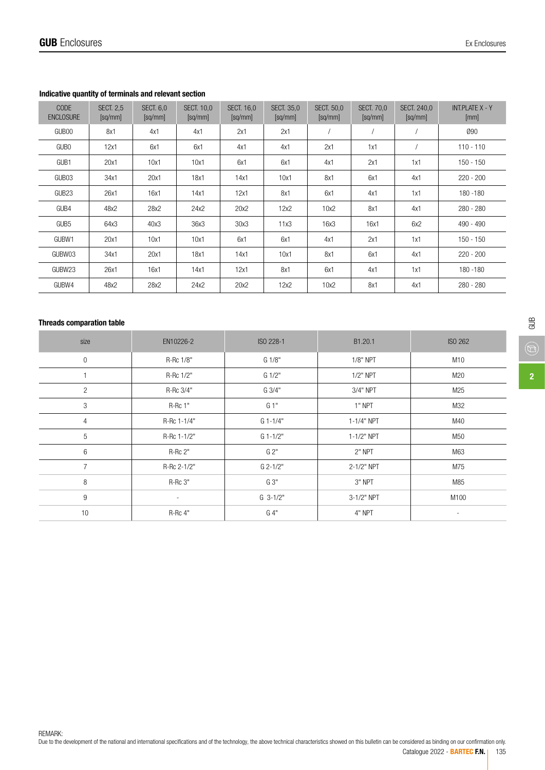#### Indicative quantity of terminals and relevant section

| CODE ENCLOSURE | SECT. 2,5 [sq/mm] | SECT. 6,0 [sq/mm] | SECT. 10,0 [sq/mm] | SECT. 16,0 [sq/mm] | SECT. 35,0 [sq/mm] | SECT. 50,0 [sq/mm] | SECT. 70,0 [sq/mm] | SECT. 240,0 [sq/mm] | INT.PLATE X - Y [mm] |
|---|---|---|---|---|---|---|---|---|---|
| GUB00 | 8x1 | 4x1 | 4x1 | 2x1 | 2x1 | / | / | / | Ø90 |
| GUB0 | 12x1 | 6x1 | 6x1 | 4x1 | 4x1 | 2x1 | 1x1 | / | 110 - 110 |
| GUB1 | 20x1 | 10x1 | 10x1 | 6x1 | 6x1 | 4x1 | 2x1 | 1x1 | 150 - 150 |
| GUB03 | 34x1 | 20x1 | 18x1 | 14x1 | 10x1 | 8x1 | 6x1 | 4x1 | 220 - 200 |
| GUB23 | 26x1 | 16x1 | 14x1 | 12x1 | 8x1 | 6x1 | 4x1 | 1x1 | 180 -180 |
| GUB4 | 48x2 | 28x2 | 24x2 | 20x2 | 12x2 | 10x2 | 8x1 | 4x1 | 280 - 280 |
| GUB5 | 64x3 | 40x3 | 36x3 | 30x3 | 11x3 | 16x3 | 16x1 | 6x2 | 490 - 490 |
| GUBW1 | 20x1 | 10x1 | 10x1 | 6x1 | 6x1 | 4x1 | 2x1 | 1x1 | 150 - 150 |
| GUBW03 | 34x1 | 20x1 | 18x1 | 14x1 | 10x1 | 8x1 | 6x1 | 4x1 | 220 - 200 |
| GUBW23 | 26x1 | 16x1 | 14x1 | 12x1 | 8x1 | 6x1 | 4x1 | 1x1 | 180 -180 |
| GUBW4 | 48x2 | 28x2 | 24x2 | 20x2 | 12x2 | 10x2 | 8x1 | 4x1 | 280 - 280 |

#### Threads comparation table

| size | EN10226-2 | ISO 228-1 | B1.20.1 | ISO 262 |
|---|---|---|---|---|
| 0 | R-Rc 1/8" | G 1/8" | 1/8" NPT | M10 |
| 1 | R-Rc 1/2" | G 1/2" | 1/2" NPT | M20 |
| 2 | R-Rc 3/4" | G 3/4" | 3/4" NPT | M25 |
| 3 | R-Rc 1" | G 1" | 1" NPT | M32 |
| 4 | R-Rc 1-1/4" | G 1-1/4" | 1-1/4" NPT | M40 |
| 5 | R-Rc 1-1/2" | G 1-1/2" | 1-1/2" NPT | M50 |
| 6 | R-Rc 2" | G 2" | 2" NPT | M63 |
| 7 | R-Rc 2-1/2" | G 2-1/2" | 2-1/2" NPT | M75 |
| 8 | R-Rc 3" | G 3" | 3" NPT | M85 |
| 9 | - | G 3-1/2" | 3-1/2" NPT | M100 |
| 10 | R-Rc 4" | G 4" | 4" NPT | - |

REMARK:
Due to the development of the national and international specifications and of the technology, the above technical characteristics showed on this bulletin can be considered as binding on our confirmation only.